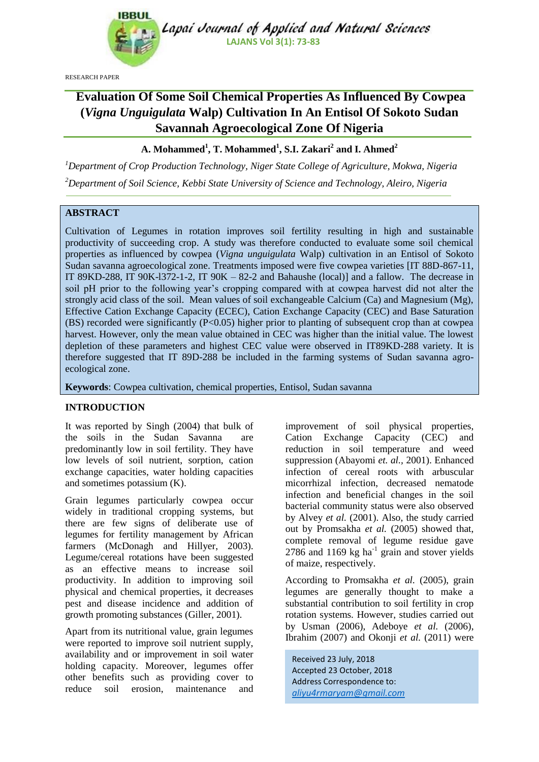RESEARCH PAPER

# Evaluation Of Some Soil Chemical Properties As Influenced By Cowpea (*Vigna Unguigulata* Walp) Cultivation In An Entisol Of Sokoto Sudan Savannah Agroecological Zone Of Nigeria

**A. Mohammed[1], T. Mohammed[1], S.I. Zakari[2] and I. Ahmed[2]**

[1]*Department of Crop Production Technology, Niger State College of Agriculture, Mokwa, Nigeria*

[2]*Department of Soil Science, Kebbi State University of Science and Technology, Aleiro, Nigeria*

## ABSTRACT

Cultivation of Legumes in rotation improves soil fertility resulting in high and sustainable productivity of succeeding crop. A study was therefore conducted to evaluate some soil chemical properties as influenced by cowpea (*Vigna unguigulata* Walp) cultivation in an Entisol of Sokoto Sudan savanna agroecological zone. Treatments imposed were five cowpea varieties [IT 88D-867-11, IT 89KD-288, IT 90K-l372-1-2, IT 90K – 82-2 and Bahaushe (local)] and a fallow. The decrease in soil pH prior to the following year's cropping compared with at cowpea harvest did not alter the strongly acid class of the soil. Mean values of soil exchangeable Calcium (Ca) and Magnesium (Mg), Effective Cation Exchange Capacity (ECEC), Cation Exchange Capacity (CEC) and Base Saturation (BS) recorded were significantly ($P<0.05$) higher prior to planting of subsequent crop than at cowpea harvest. However, only the mean value obtained in CEC was higher than the initial value. The lowest depletion of these parameters and highest CEC value were observed in IT89KD-288 variety. It is therefore suggested that IT 89D-288 be included in the farming systems of Sudan savanna agro-ecological zone.

**Keywords**: Cowpea cultivation, chemical properties, Entisol, Sudan savanna

## INTRODUCTION

It was reported by Singh (2004) that bulk of the soils in the Sudan Savanna are predominantly low in soil fertility. They have low levels of soil nutrient, sorption, cation exchange capacities, water holding capacities and sometimes potassium (K).

Grain legumes particularly cowpea occur widely in traditional cropping systems, but there are few signs of deliberate use of legumes for fertility management by African farmers (McDonagh and Hillyer, 2003). Legume/cereal rotations have been suggested as an effective means to increase soil productivity. In addition to improving soil physical and chemical properties, it decreases pest and disease incidence and addition of growth promoting substances (Giller, 2001).

Apart from its nutritional value, grain legumes were reported to improve soil nutrient supply, availability and or improvement in soil water holding capacity. Moreover, legumes offer other benefits such as providing cover to reduce soil erosion, maintenance and improvement of soil physical properties, Cation Exchange Capacity (CEC) and reduction in soil temperature and weed suppression (Abayomi *et. al.,* 2001). Enhanced infection of cereal roots with arbuscular micorrhizal infection, decreased nematode infection and beneficial changes in the soil bacterial community status were also observed by Alvey *et al.* (2001). Also, the study carried out by Promsakha *et al.* (2005) showed that, complete removal of legume residue gave 2786 and 1169 kg ha$^{-1}$ grain and stover yields of maize, respectively.

According to Promsakha *et al.* (2005), grain legumes are generally thought to make a substantial contribution to soil fertility in crop rotation systems. However, studies carried out by Usman (2006), Adeboye *et al.* (2006), Ibrahim (2007) and Okonji *et al.* (2011) were

Received 23 July, 2018
Accepted 23 October, 2018
Address Correspondence to:
aliyu4rmaryam@gmail.com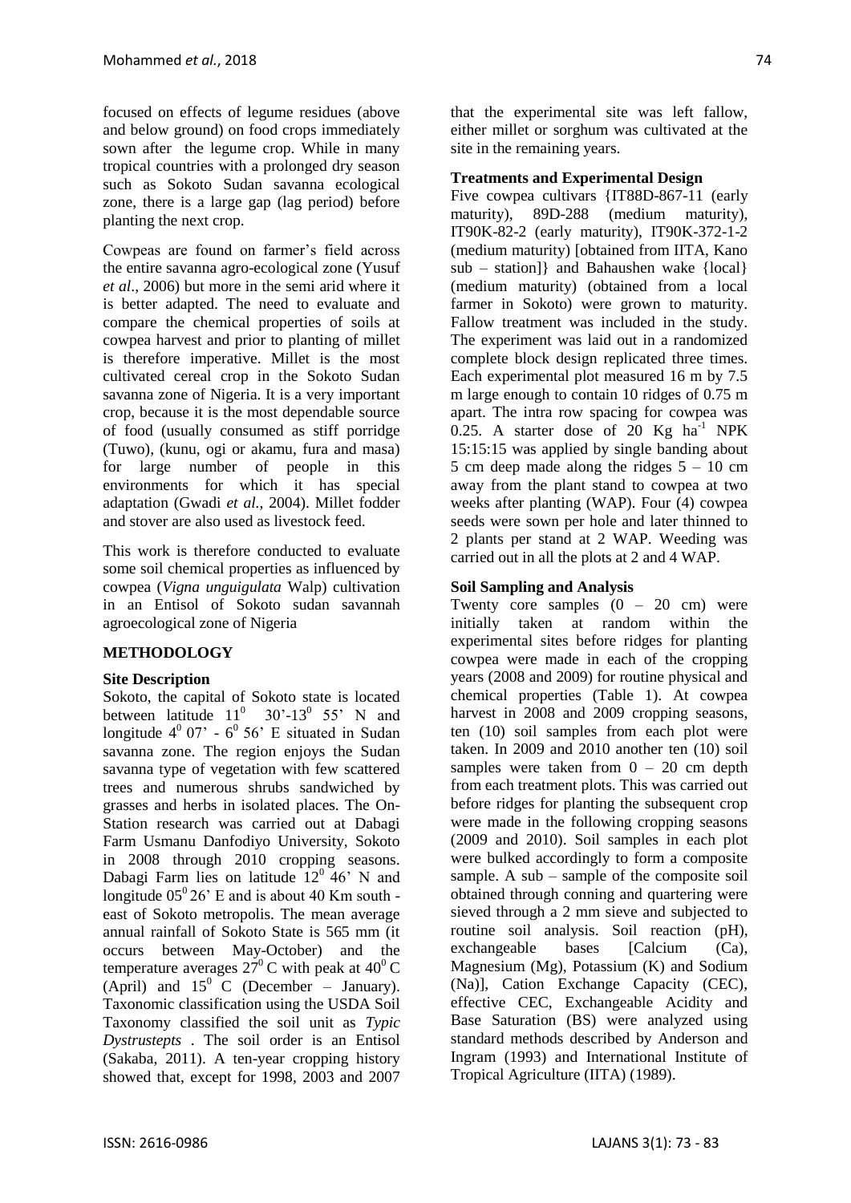focused on effects of legume residues (above and below ground) on food crops immediately sown after the legume crop. While in many tropical countries with a prolonged dry season such as Sokoto Sudan savanna ecological zone, there is a large gap (lag period) before planting the next crop.

Cowpeas are found on farmer's field across the entire savanna agro-ecological zone (Yusuf *et al*., 2006) but more in the semi arid where it is better adapted. The need to evaluate and compare the chemical properties of soils at cowpea harvest and prior to planting of millet is therefore imperative. Millet is the most cultivated cereal crop in the Sokoto Sudan savanna zone of Nigeria. It is a very important crop, because it is the most dependable source of food (usually consumed as stiff porridge (Tuwo), (kunu, ogi or akamu, fura and masa) for large number of people in this environments for which it has special adaptation (Gwadi *et al.,* 2004). Millet fodder and stover are also used as livestock feed.

This work is therefore conducted to evaluate some soil chemical properties as influenced by cowpea (*Vigna unguigulata* Walp) cultivation in an Entisol of Sokoto sudan savannah agroecological zone of Nigeria

## METHODOLOGY

### Site Description

Sokoto, the capital of Sokoto state is located between latitude $11^0$ 30'-$13^0$ 55' N and longitude $4^0$ 07' - $6^0$ 56' E situated in Sudan savanna zone. The region enjoys the Sudan savanna type of vegetation with few scattered trees and numerous shrubs sandwiched by grasses and herbs in isolated places. The On-Station research was carried out at Dabagi Farm Usmanu Danfodiyo University, Sokoto in 2008 through 2010 cropping seasons. Dabagi Farm lies on latitude $12^0$ 46' N and longitude $05^0$ 26' E and is about 40 Km south - east of Sokoto metropolis. The mean average annual rainfall of Sokoto State is 565 mm (it occurs between May-October) and the temperature averages $27^0$ C with peak at $40^0$ C (April) and $15^0$ C (December – January). Taxonomic classification using the USDA Soil Taxonomy classified the soil unit as *Typic Dystrustepts* . The soil order is an Entisol (Sakaba, 2011). A ten-year cropping history showed that, except for 1998, 2003 and 2007 that the experimental site was left fallow, either millet or sorghum was cultivated at the site in the remaining years.

### Treatments and Experimental Design

Five cowpea cultivars {IT88D-867-11 (early maturity), 89D-288 (medium maturity), IT90K-82-2 (early maturity), IT90K-372-1-2 (medium maturity) [obtained from IITA, Kano sub – station]} and Bahaushen wake {local} (medium maturity) (obtained from a local farmer in Sokoto) were grown to maturity. Fallow treatment was included in the study. The experiment was laid out in a randomized complete block design replicated three times. Each experimental plot measured 16 m by 7.5 m large enough to contain 10 ridges of 0.75 m apart. The intra row spacing for cowpea was 0.25. A starter dose of 20 Kg $ha^{-1}$ NPK 15:15:15 was applied by single banding about 5 cm deep made along the ridges 5 – 10 cm away from the plant stand to cowpea at two weeks after planting (WAP). Four (4) cowpea seeds were sown per hole and later thinned to 2 plants per stand at 2 WAP. Weeding was carried out in all the plots at 2 and 4 WAP.

### Soil Sampling and Analysis

Twenty core samples (0 – 20 cm) were initially taken at random within the experimental sites before ridges for planting cowpea were made in each of the cropping years (2008 and 2009) for routine physical and chemical properties (Table 1). At cowpea harvest in 2008 and 2009 cropping seasons, ten (10) soil samples from each plot were taken. In 2009 and 2010 another ten (10) soil samples were taken from 0 – 20 cm depth from each treatment plots. This was carried out before ridges for planting the subsequent crop were made in the following cropping seasons (2009 and 2010). Soil samples in each plot were bulked accordingly to form a composite sample. A sub – sample of the composite soil obtained through conning and quartering were sieved through a 2 mm sieve and subjected to routine soil analysis. Soil reaction (pH), exchangeable bases [Calcium (Ca), Magnesium (Mg), Potassium (K) and Sodium (Na)], Cation Exchange Capacity (CEC), effective CEC, Exchangeable Acidity and Base Saturation (BS) were analyzed using standard methods described by Anderson and Ingram (1993) and International Institute of Tropical Agriculture (IITA) (1989).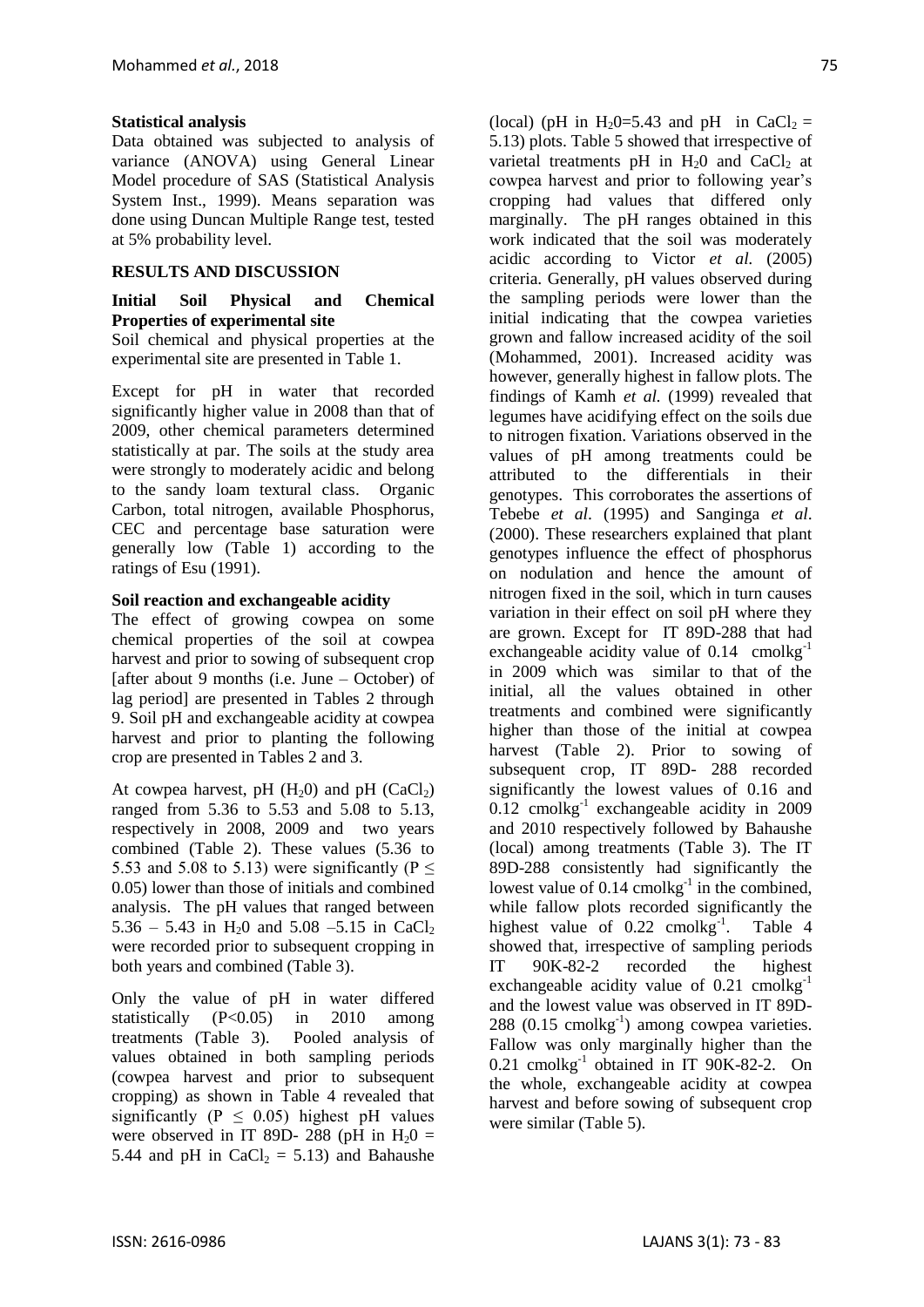### Statistical analysis

Data obtained was subjected to analysis of variance (ANOVA) using General Linear Model procedure of SAS (Statistical Analysis System Inst., 1999). Means separation was done using Duncan Multiple Range test, tested at 5% probability level.

## RESULTS AND DISCUSSION

### Initial Soil Physical and Chemical Properties of experimental site

Soil chemical and physical properties at the experimental site are presented in Table 1.

Except for pH in water that recorded significantly higher value in 2008 than that of 2009, other chemical parameters determined statistically at par. The soils at the study area were strongly to moderately acidic and belong to the sandy loam textural class. Organic Carbon, total nitrogen, available Phosphorus, CEC and percentage base saturation were generally low (Table 1) according to the ratings of Esu (1991).

### Soil reaction and exchangeable acidity

The effect of growing cowpea on some chemical properties of the soil at cowpea harvest and prior to sowing of subsequent crop [after about 9 months (i.e. June – October) of lag period] are presented in Tables 2 through 9. Soil pH and exchangeable acidity at cowpea harvest and prior to planting the following crop are presented in Tables 2 and 3.

At cowpea harvest, pH ($H_20$) and pH ($CaCl_2$) ranged from 5.36 to 5.53 and 5.08 to 5.13, respectively in 2008, 2009 and two years combined (Table 2). These values (5.36 to 5.53 and 5.08 to 5.13) were significantly ($P \leq 0.05$) lower than those of initials and combined analysis. The pH values that ranged between 5.36 – 5.43 in $H_20$ and 5.08 –5.15 in $CaCl_2$ were recorded prior to subsequent cropping in both years and combined (Table 3).

Only the value of pH in water differed statistically ($P<0.05$) in 2010 among treatments (Table 3). Pooled analysis of values obtained in both sampling periods (cowpea harvest and prior to subsequent cropping) as shown in Table 4 revealed that significantly ($P \leq 0.05$) highest pH values were observed in IT 89D- 288 (pH in $H_20$ = 5.44 and pH in $CaCl_2$ = 5.13) and Bahaushe (local) (pH in $H_20$=5.43 and pH in $CaCl_2$ = 5.13) plots. Table 5 showed that irrespective of varietal treatments pH in $H_20$ and $CaCl_2$ at cowpea harvest and prior to following year's cropping had values that differed only marginally. The pH ranges obtained in this work indicated that the soil was moderately acidic according to Victor *et al.* (2005) criteria. Generally, pH values observed during the sampling periods were lower than the initial indicating that the cowpea varieties grown and fallow increased acidity of the soil (Mohammed, 2001). Increased acidity was however, generally highest in fallow plots. The findings of Kamh *et al.* (1999) revealed that legumes have acidifying effect on the soils due to nitrogen fixation. Variations observed in the values of pH among treatments could be attributed to the differentials in their genotypes. This corroborates the assertions of Tebebe *et al*. (1995) and Sanginga *et al*. (2000). These researchers explained that plant genotypes influence the effect of phosphorus on nodulation and hence the amount of nitrogen fixed in the soil, which in turn causes variation in their effect on soil pH where they are grown. Except for IT 89D-288 that had exchangeable acidity value of 0.14 $cmolkg^{-1}$ in 2009 which was similar to that of the initial, all the values obtained in other treatments and combined were significantly higher than those of the initial at cowpea harvest (Table 2). Prior to sowing of subsequent crop, IT 89D- 288 recorded significantly the lowest values of 0.16 and 0.12 $cmolkg^{-1}$ exchangeable acidity in 2009 and 2010 respectively followed by Bahaushe (local) among treatments (Table 3). The IT 89D-288 consistently had significantly the lowest value of 0.14 $cmolkg^{-1}$ in the combined, while fallow plots recorded significantly the highest value of 0.22 $cmolkg^{-1}$. Table 4 showed that, irrespective of sampling periods IT 90K-82-2 recorded the highest exchangeable acidity value of 0.21 $cmolkg^{-1}$ and the lowest value was observed in IT 89D-288 (0.15 $cmolkg^{-1}$) among cowpea varieties. Fallow was only marginally higher than the 0.21 $cmolkg^{-1}$ obtained in IT 90K-82-2. On the whole, exchangeable acidity at cowpea harvest and before sowing of subsequent crop were similar (Table 5).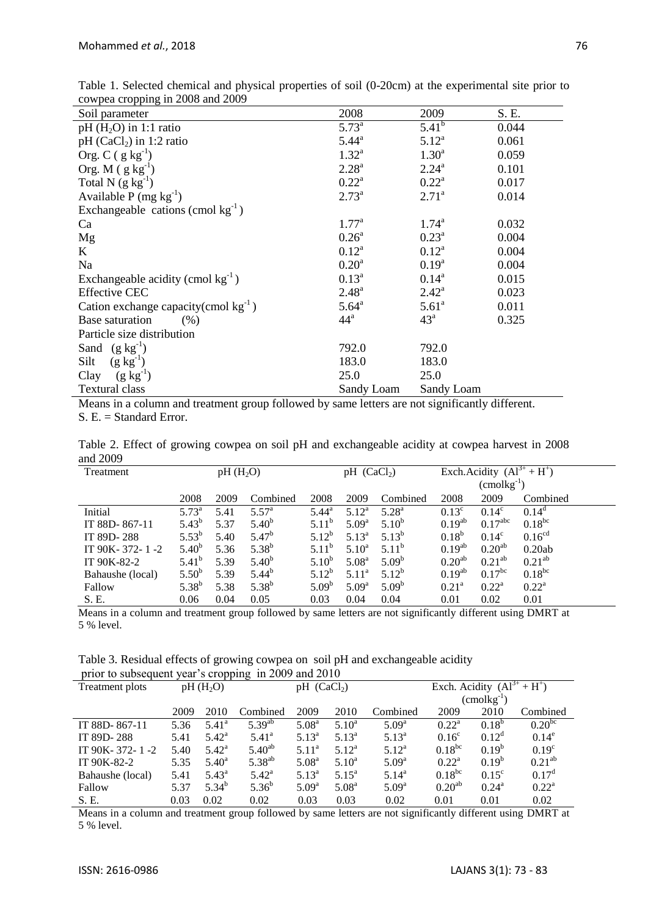Table 1. Selected chemical and physical properties of soil (0-20cm) at the experimental site prior to cowpea cropping in 2008 and 2009

| Soil parameter | 2008 | 2009 | S. E. |
|---|---|---|---|
| pH ($H_2O$) in 1:1 ratio | 5.73$^a$ | 5.41$^b$ | 0.044 |
| pH ($CaCl_2$) in 1:2 ratio | 5.44$^a$ | 5.12$^a$ | 0.061 |
| Org. C ( $g\ kg^{-1}$) | 1.32$^a$ | 1.30$^a$ | 0.059 |
| Org. M ( $g\ kg^{-1}$) | 2.28$^a$ | 2.24$^a$ | 0.101 |
| Total N ($g\ kg^{-1}$) | 0.22$^a$ | 0.22$^a$ | 0.017 |
| Available P ($mg\ kg^{-1}$) | 2.73$^a$ | 2.71$^a$ | 0.014 |
| Exchangeable cations ($cmol\ kg^{-1}$) | | | |
| Ca | 1.77$^a$ | 1.74$^a$ | 0.032 |
| Mg | 0.26$^a$ | 0.23$^a$ | 0.004 |
| K | 0.12$^a$ | 0.12$^a$ | 0.004 |
| Na | 0.20$^a$ | 0.19$^a$ | 0.004 |
| Exchangeable acidity ($cmol\ kg^{-1}$) | 0.13$^a$ | 0.14$^a$ | 0.015 |
| Effective CEC | 2.48$^a$ | 2.42$^a$ | 0.023 |
| Cation exchange capacity($cmol\ kg^{-1}$) | 5.64$^a$ | 5.61$^a$ | 0.011 |
| Base saturation (%) | 44$^a$ | 43$^a$ | 0.325 |
| Particle size distribution | | | |
| Sand ($g\ kg^{-1}$) | 792.0 | 792.0 | |
| Silt ($g\ kg^{-1}$) | 183.0 | 183.0 | |
| Clay ($g\ kg^{-1}$) | 25.0 | 25.0 | |
| Textural class | Sandy Loam | Sandy Loam | |

Means in a column and treatment group followed by same letters are not significantly different.
S. E. = Standard Error.

Table 2. Effect of growing cowpea on soil pH and exchangeable acidity at cowpea harvest in 2008 and 2009

| Treatment | pH ($H_2O$) | | | pH ($CaCl_2$) | | | Exch.Acidity ($Al^{3+} + H^+$) ($cmolkg^{-1}$) | | |
|---|---|---|---|---|---|---|---|---|---|
| | 2008 | 2009 | Combined | 2008 | 2009 | Combined | 2008 | 2009 | Combined |
| Initial | 5.73$^a$ | 5.41 | 5.57$^a$ | 5.44$^a$ | 5.12$^a$ | 5.28$^a$ | 0.13$^c$ | 0.14$^c$ | 0.14$^d$ |
| IT 88D- 867-11 | 5.43$^b$ | 5.37 | 5.40$^b$ | 5.11$^b$ | 5.09$^a$ | 5.10$^b$ | 0.19$^{ab}$ | 0.17$^{abc}$ | 0.18$^{bc}$ |
| IT 89D- 288 | 5.53$^b$ | 5.40 | 5.47$^b$ | 5.12$^b$ | 5.13$^a$ | 5.13$^b$ | 0.18$^b$ | 0.14$^c$ | 0.16$^{cd}$ |
| IT 90K- 372- 1 -2 | 5.40$^b$ | 5.36 | 5.38$^b$ | 5.11$^b$ | 5.10$^a$ | 5.11$^b$ | 0.19$^{ab}$ | 0.20$^{ab}$ | 0.20ab |
| IT 90K-82-2 | 5.41$^b$ | 5.39 | 5.40$^b$ | 5.10$^b$ | 5.08$^a$ | 5.09$^b$ | 0.20$^{ab}$ | 0.21$^{ab}$ | 0.21$^{ab}$ |
| Bahaushe (local) | 5.50$^b$ | 5.39 | 5.44$^b$ | 5.12$^b$ | 5.11$^a$ | 5.12$^b$ | 0.19$^{ab}$ | 0.17$^{bc}$ | 0.18$^{bc}$ |
| Fallow | 5.38$^b$ | 5.38 | 5.38$^b$ | 5.09$^b$ | 5.09$^a$ | 5.09$^b$ | 0.21$^a$ | 0.22$^a$ | 0.22$^a$ |
| S. E. | 0.06 | 0.04 | 0.05 | 0.03 | 0.04 | 0.04 | 0.01 | 0.02 | 0.01 |

Means in a column and treatment group followed by same letters are not significantly different using DMRT at 5 % level.

Table 3. Residual effects of growing cowpea on soil pH and exchangeable acidity prior to subsequent year's cropping in 2009 and 2010

| Treatment plots | pH ($H_2O$) | | | pH ($CaCl_2$) | | | Exch. Acidity ($Al^{3+} + H^+$) ($cmolkg^{-1}$) | | |
|---|---|---|---|---|---|---|---|---|---|
| | 2009 | 2010 | Combined | 2009 | 2010 | Combined | 2009 | 2010 | Combined |
| IT 88D- 867-11 | 5.36 | 5.41$^a$ | 5.39$^{ab}$ | 5.08$^a$ | 5.10$^a$ | 5.09$^a$ | 0.22$^a$ | 0.18$^b$ | 0.20$^{bc}$ |
| IT 89D- 288 | 5.41 | 5.42$^a$ | 5.41$^a$ | 5.13$^a$ | 5.13$^a$ | 5.13$^a$ | 0.16$^c$ | 0.12$^d$ | 0.14$^e$ |
| IT 90K- 372- 1 -2 | 5.40 | 5.42$^a$ | 5.40$^{ab}$ | 5.11$^a$ | 5.12$^a$ | 5.12$^a$ | 0.18$^{bc}$ | 0.19$^b$ | 0.19$^c$ |
| IT 90K-82-2 | 5.35 | 5.40$^a$ | 5.38$^{ab}$ | 5.08$^a$ | 5.10$^a$ | 5.09$^a$ | 0.22$^a$ | 0.19$^b$ | 0.21$^{ab}$ |
| Bahaushe (local) | 5.41 | 5.43$^a$ | 5.42$^a$ | 5.13$^a$ | 5.15$^a$ | 5.14$^a$ | 0.18$^{bc}$ | 0.15$^c$ | 0.17$^d$ |
| Fallow | 5.37 | 5.34$^b$ | 5.36$^b$ | 5.09$^a$ | 5.08$^a$ | 5.09$^a$ | 0.20$^{ab}$ | 0.24$^a$ | 0.22$^a$ |
| S. E. | 0.03 | 0.02 | 0.02 | 0.03 | 0.03 | 0.02 | 0.01 | 0.01 | 0.02 |

Means in a column and treatment group followed by same letters are not significantly different using DMRT at 5 % level.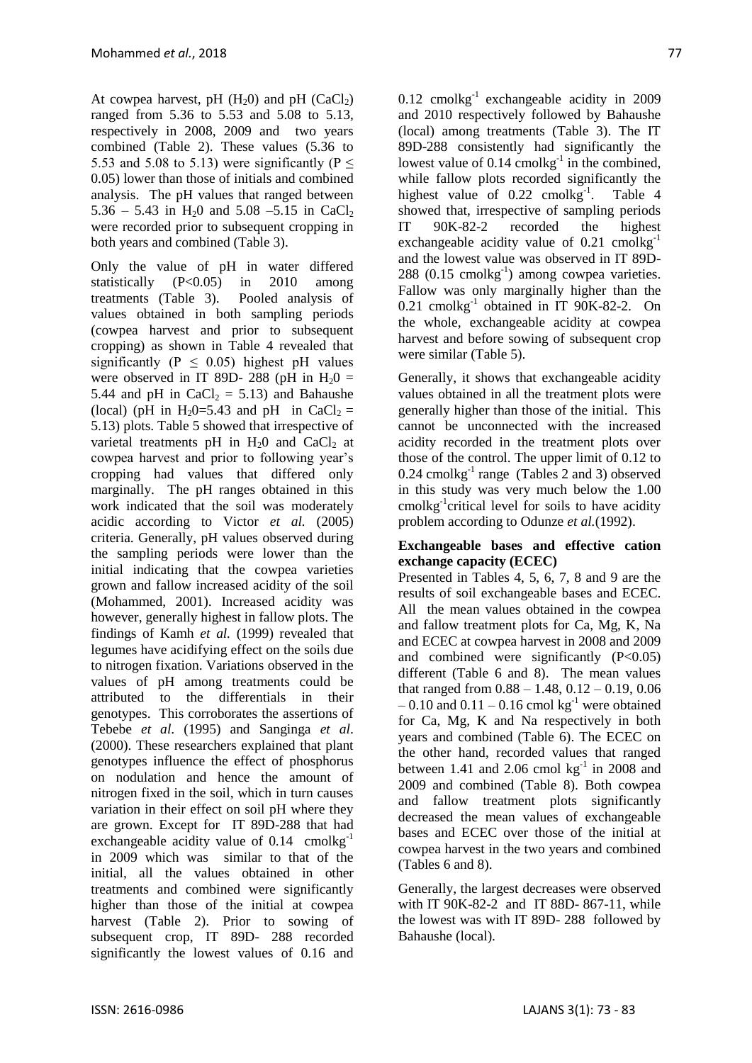At cowpea harvest, pH ($H_2O$) and pH ($CaCl_2$) ranged from 5.36 to 5.53 and 5.08 to 5.13, respectively in 2008, 2009 and two years combined (Table 2). These values (5.36 to 5.53 and 5.08 to 5.13) were significantly ($P \leq 0.05$) lower than those of initials and combined analysis. The pH values that ranged between 5.36 – 5.43 in $H_2O$ and 5.08 –5.15 in $CaCl_2$ were recorded prior to subsequent cropping in both years and combined (Table 3).

Only the value of pH in water differed statistically ($P<0.05$) in 2010 among treatments (Table 3). Pooled analysis of values obtained in both sampling periods (cowpea harvest and prior to subsequent cropping) as shown in Table 4 revealed that significantly ($P \leq 0.05$) highest pH values were observed in IT 89D- 288 (pH in $H_2O$ = 5.44 and pH in $CaCl_2$ = 5.13) and Bahaushe (local) (pH in $H_2O$=5.43 and pH in $CaCl_2$ = 5.13) plots. Table 5 showed that irrespective of varietal treatments pH in $H_2O$ and $CaCl_2$ at cowpea harvest and prior to following year's cropping had values that differed only marginally. The pH ranges obtained in this work indicated that the soil was moderately acidic according to Victor *et al.* (2005) criteria. Generally, pH values observed during the sampling periods were lower than the initial indicating that the cowpea varieties grown and fallow increased acidity of the soil (Mohammed, 2001). Increased acidity was however, generally highest in fallow plots. The findings of Kamh *et al.* (1999) revealed that legumes have acidifying effect on the soils due to nitrogen fixation. Variations observed in the values of pH among treatments could be attributed to the differentials in their genotypes. This corroborates the assertions of Tebebe *et al.* (1995) and Sanginga *et al.* (2000). These researchers explained that plant genotypes influence the effect of phosphorus on nodulation and hence the amount of nitrogen fixed in the soil, which in turn causes variation in their effect on soil pH where they are grown. Except for IT 89D-288 that had exchangeable acidity value of 0.14 $cmolkg^{-1}$ in 2009 which was similar to that of the initial, all the values obtained in other treatments and combined were significantly higher than those of the initial at cowpea harvest (Table 2). Prior to sowing of subsequent crop, IT 89D- 288 recorded significantly the lowest values of 0.16 and 0.12 $cmolkg^{-1}$ exchangeable acidity in 2009 and 2010 respectively followed by Bahaushe (local) among treatments (Table 3). The IT 89D-288 consistently had significantly the lowest value of 0.14 $cmolkg^{-1}$ in the combined, while fallow plots recorded significantly the highest value of 0.22 $cmolkg^{-1}$. Table 4 showed that, irrespective of sampling periods IT 90K-82-2 recorded the highest exchangeable acidity value of 0.21 $cmolkg^{-1}$ and the lowest value was observed in IT 89D-288 (0.15 $cmolkg^{-1}$) among cowpea varieties. Fallow was only marginally higher than the 0.21 $cmolkg^{-1}$ obtained in IT 90K-82-2. On the whole, exchangeable acidity at cowpea harvest and before sowing of subsequent crop were similar (Table 5).

Generally, it shows that exchangeable acidity values obtained in all the treatment plots were generally higher than those of the initial. This cannot be unconnected with the increased acidity recorded in the treatment plots over those of the control. The upper limit of 0.12 to 0.24 $cmolkg^{-1}$ range (Tables 2 and 3) observed in this study was very much below the 1.00 $cmolkg^{-1}$ critical level for soils to have acidity problem according to Odunze *et al.* (1992).

**Exchangeable bases and effective cation exchange capacity (ECEC)**

Presented in Tables 4, 5, 6, 7, 8 and 9 are the results of soil exchangeable bases and ECEC. All the mean values obtained in the cowpea and fallow treatment plots for Ca, Mg, K, Na and ECEC at cowpea harvest in 2008 and 2009 and combined were significantly ($P<0.05$) different (Table 6 and 8). The mean values that ranged from 0.88 – 1.48, 0.12 – 0.19, 0.06 – 0.10 and 0.11 – 0.16 cmol $kg^{-1}$ were obtained for Ca, Mg, K and Na respectively in both years and combined (Table 6). The ECEC on the other hand, recorded values that ranged between 1.41 and 2.06 cmol $kg^{-1}$ in 2008 and 2009 and combined (Table 8). Both cowpea and fallow treatment plots significantly decreased the mean values of exchangeable bases and ECEC over those of the initial at cowpea harvest in the two years and combined (Tables 6 and 8).

Generally, the largest decreases were observed with IT 90K-82-2 and IT 88D- 867-11, while the lowest was with IT 89D- 288 followed by Bahaushe (local).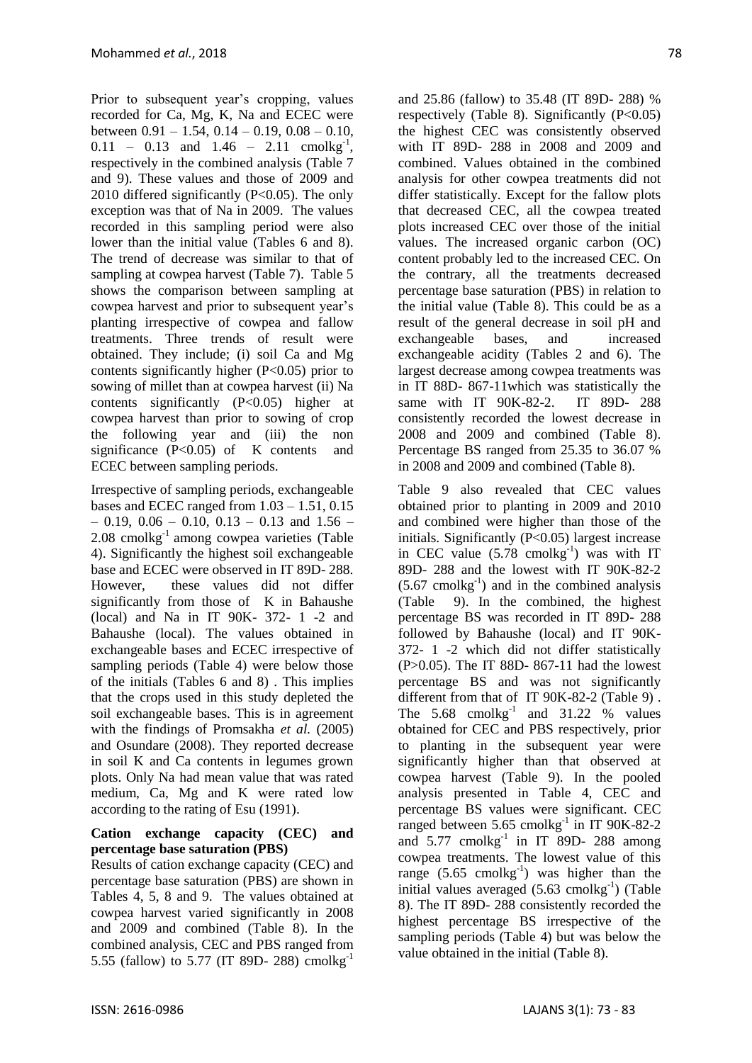Prior to subsequent year's cropping, values recorded for Ca, Mg, K, Na and ECEC were between 0.91 – 1.54, 0.14 – 0.19, 0.08 – 0.10, 0.11 – 0.13 and 1.46 – 2.11 cmolkg$^{-1}$, respectively in the combined analysis (Table 7 and 9). These values and those of 2009 and 2010 differed significantly (P<0.05). The only exception was that of Na in 2009. The values recorded in this sampling period were also lower than the initial value (Tables 6 and 8). The trend of decrease was similar to that of sampling at cowpea harvest (Table 7). Table 5 shows the comparison between sampling at cowpea harvest and prior to subsequent year's planting irrespective of cowpea and fallow treatments. Three trends of result were obtained. They include; (i) soil Ca and Mg contents significantly higher (P<0.05) prior to sowing of millet than at cowpea harvest (ii) Na contents significantly (P<0.05) higher at cowpea harvest than prior to sowing of crop the following year and (iii) the non significance (P<0.05) of K contents and ECEC between sampling periods.

Irrespective of sampling periods, exchangeable bases and ECEC ranged from 1.03 – 1.51, 0.15 – 0.19, 0.06 – 0.10, 0.13 – 0.13 and 1.56 – 2.08 cmolkg$^{-1}$ among cowpea varieties (Table 4). Significantly the highest soil exchangeable base and ECEC were observed in IT 89D- 288. However, these values did not differ significantly from those of K in Bahaushe (local) and Na in IT 90K- 372- 1 -2 and Bahaushe (local). The values obtained in exchangeable bases and ECEC irrespective of sampling periods (Table 4) were below those of the initials (Tables 6 and 8) . This implies that the crops used in this study depleted the soil exchangeable bases. This is in agreement with the findings of Promsakha *et al.* (2005) and Osundare (2008). They reported decrease in soil K and Ca contents in legumes grown plots. Only Na had mean value that was rated medium, Ca, Mg and K were rated low according to the rating of Esu (1991).

### Cation exchange capacity (CEC) and percentage base saturation (PBS)

Results of cation exchange capacity (CEC) and percentage base saturation (PBS) are shown in Tables 4, 5, 8 and 9. The values obtained at cowpea harvest varied significantly in 2008 and 2009 and combined (Table 8). In the combined analysis, CEC and PBS ranged from 5.55 (fallow) to 5.77 (IT 89D- 288) cmolkg$^{-1}$ and 25.86 (fallow) to 35.48 (IT 89D- 288) % respectively (Table 8). Significantly (P<0.05) the highest CEC was consistently observed with IT 89D- 288 in 2008 and 2009 and combined. Values obtained in the combined analysis for other cowpea treatments did not differ statistically. Except for the fallow plots that decreased CEC, all the cowpea treated plots increased CEC over those of the initial values. The increased organic carbon (OC) content probably led to the increased CEC. On the contrary, all the treatments decreased percentage base saturation (PBS) in relation to the initial value (Table 8). This could be as a result of the general decrease in soil pH and exchangeable bases, and increased exchangeable acidity (Tables 2 and 6). The largest decrease among cowpea treatments was in IT 88D- 867-11which was statistically the same with IT 90K-82-2. IT 89D- 288 consistently recorded the lowest decrease in 2008 and 2009 and combined (Table 8). Percentage BS ranged from 25.35 to 36.07 % in 2008 and 2009 and combined (Table 8).

Table 9 also revealed that CEC values obtained prior to planting in 2009 and 2010 and combined were higher than those of the initials. Significantly (P<0.05) largest increase in CEC value (5.78 cmolkg$^{-1}$) was with IT 89D- 288 and the lowest with IT 90K-82-2 (5.67 cmolkg$^{-1}$) and in the combined analysis (Table 9). In the combined, the highest percentage BS was recorded in IT 89D- 288 followed by Bahaushe (local) and IT 90K-372- 1 -2 which did not differ statistically (P>0.05). The IT 88D- 867-11 had the lowest percentage BS and was not significantly different from that of IT 90K-82-2 (Table 9) . The 5.68 cmolkg$^{-1}$ and 31.22 % values obtained for CEC and PBS respectively, prior to planting in the subsequent year were significantly higher than that observed at cowpea harvest (Table 9). In the pooled analysis presented in Table 4, CEC and percentage BS values were significant. CEC ranged between 5.65 cmolkg$^{-1}$ in IT 90K-82-2 and 5.77 cmolkg$^{-1}$ in IT 89D- 288 among cowpea treatments. The lowest value of this range (5.65 cmolkg$^{-1}$) was higher than the initial values averaged (5.63 cmolkg$^{-1}$) (Table 8). The IT 89D- 288 consistently recorded the highest percentage BS irrespective of the sampling periods (Table 4) but was below the value obtained in the initial (Table 8).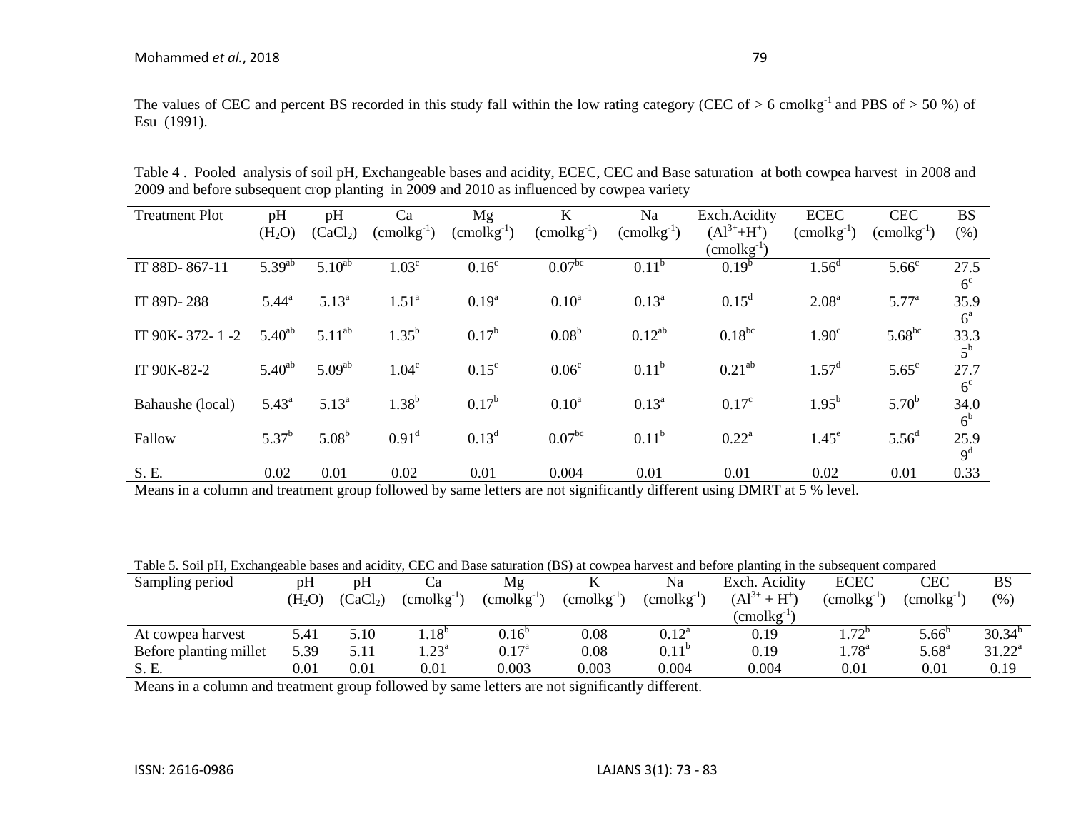The values of CEC and percent BS recorded in this study fall within the low rating category (CEC of > 6 cmolkg$^{-1}$ and PBS of > 50 %) of Esu (1991).

Table 4 . Pooled analysis of soil pH, Exchangeable bases and acidity, ECEC, CEC and Base saturation at both cowpea harvest in 2008 and 2009 and before subsequent crop planting in 2009 and 2010 as influenced by cowpea variety

| Treatment Plot | pH ($H_2O$) | pH ($CaCl_2$) | Ca (cmolkg$^{-1}$) | Mg (cmolkg$^{-1}$) | K (cmolkg$^{-1}$) | Na (cmolkg$^{-1}$) | Exch.Acidity ($Al^{3+}$+$H^{+}$) (cmolkg$^{-1}$) | ECEC (cmolkg$^{-1}$) | CEC (cmolkg$^{-1}$) | BS (%) |
|---|---|---|---|---|---|---|---|---|---|---|
| IT 88D- 867-11 | 5.39$^{ab}$ | 5.10$^{ab}$ | 1.03$^{c}$ | 0.16$^{c}$ | 0.07$^{bc}$ | 0.11$^{b}$ | 0.19$^{b}$ | 1.56$^{d}$ | 5.66$^{c}$ | 27.56$^{c}$ |
| IT 89D- 288 | 5.44$^{a}$ | 5.13$^{a}$ | 1.51$^{a}$ | 0.19$^{a}$ | 0.10$^{a}$ | 0.13$^{a}$ | 0.15$^{d}$ | 2.08$^{a}$ | 5.77$^{a}$ | 35.96$^{a}$ |
| IT 90K- 372- 1 -2 | 5.40$^{ab}$ | 5.11$^{ab}$ | 1.35$^{b}$ | 0.17$^{b}$ | 0.08$^{b}$ | 0.12$^{ab}$ | 0.18$^{bc}$ | 1.90$^{c}$ | 5.68$^{bc}$ | 33.35$^{b}$ |
| IT 90K-82-2 | 5.40$^{ab}$ | 5.09$^{ab}$ | 1.04$^{c}$ | 0.15$^{c}$ | 0.06$^{c}$ | 0.11$^{b}$ | 0.21$^{ab}$ | 1.57$^{d}$ | 5.65$^{c}$ | 27.76$^{c}$ |
| Bahaushe (local) | 5.43$^{a}$ | 5.13$^{a}$ | 1.38$^{b}$ | 0.17$^{b}$ | 0.10$^{a}$ | 0.13$^{a}$ | 0.17$^{c}$ | 1.95$^{b}$ | 5.70$^{b}$ | 34.06$^{b}$ |
| Fallow | 5.37$^{b}$ | 5.08$^{b}$ | 0.91$^{d}$ | 0.13$^{d}$ | 0.07$^{bc}$ | 0.11$^{b}$ | 0.22$^{a}$ | 1.45$^{e}$ | 5.56$^{d}$ | 25.99$^{d}$ |
| S. E. | 0.02 | 0.01 | 0.02 | 0.01 | 0.004 | 0.01 | 0.01 | 0.02 | 0.01 | 0.33 |

Means in a column and treatment group followed by same letters are not significantly different using DMRT at 5 % level.

Table 5. Soil pH, Exchangeable bases and acidity, CEC and Base saturation (BS) at cowpea harvest and before planting in the subsequent compared

| Sampling period | pH ($H_2O$) | pH ($CaCl_2$) | Ca (cmolkg$^{-1}$) | Mg (cmolkg$^{-1}$) | K (cmolkg$^{-1}$) | Na (cmolkg$^{-1}$) | Exch. Acidity ($Al^{3+}$ + $H^{+}$) (cmolkg$^{-1}$) | ECEC (cmolkg$^{-1}$) | CEC (cmolkg$^{-1}$) | BS (%) |
|---|---|---|---|---|---|---|---|---|---|---|
| At cowpea harvest | 5.41 | 5.10 | 1.18$^{b}$ | 0.16$^{b}$ | 0.08 | 0.12$^{a}$ | 0.19 | 1.72$^{b}$ | 5.66$^{b}$ | 30.34$^{b}$ |
| Before planting millet | 5.39 | 5.11 | 1.23$^{a}$ | 0.17$^{a}$ | 0.08 | 0.11$^{b}$ | 0.19 | 1.78$^{a}$ | 5.68$^{a}$ | 31.22$^{a}$ |
| S. E. | 0.01 | 0.01 | 0.01 | 0.003 | 0.003 | 0.004 | 0.004 | 0.01 | 0.01 | 0.19 |

Means in a column and treatment group followed by same letters are not significantly different.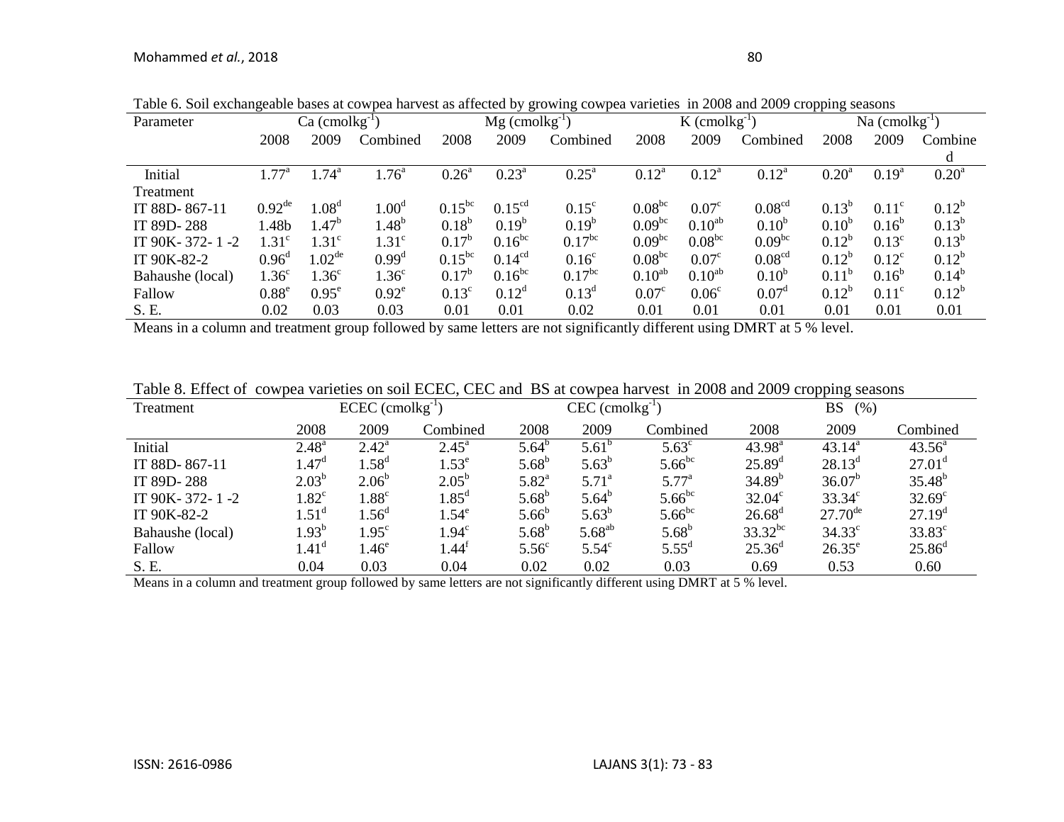Table 6. Soil exchangeable bases at cowpea harvest as affected by growing cowpea varieties in 2008 and 2009 cropping seasons

| Parameter | Ca ($cmolkg^{-1}$) | | | Mg ($cmolkg^{-1}$) | | | K ($cmolkg^{-1}$) | | | Na ($cmolkg^{-1}$) | | |
|---|---|---|---|---|---|---|---|---|---|---|---|---|
| | 2008 | 2009 | Combined | 2008 | 2009 | Combined | 2008 | 2009 | Combined | 2008 | 2009 | Combined |
| Initial | 1.77[a] | 1.74[a] | 1.76[a] | 0.26[a] | 0.23[a] | 0.25[a] | 0.12[a] | 0.12[a] | 0.12[a] | 0.20[a] | 0.19[a] | 0.20[a] |
| Treatment | | | | | | | | | | | | |
| IT 88D- 867-11 | 0.92[de] | 1.08[d] | 1.00[d] | 0.15[bc] | 0.15[cd] | 0.15[c] | 0.08[bc] | 0.07[c] | 0.08[cd] | 0.13[b] | 0.11[c] | 0.12[b] |
| IT 89D- 288 | 1.48b | 1.47[b] | 1.48[b] | 0.18[b] | 0.19[b] | 0.19[b] | 0.09[bc] | 0.10[ab] | 0.10[b] | 0.10[b] | 0.16[b] | 0.13[b] |
| IT 90K- 372- 1 -2 | 1.31[c] | 1.31[c] | 1.31[c] | 0.17[b] | 0.16[bc] | 0.17[bc] | 0.09[bc] | 0.08[bc] | 0.09[bc] | 0.12[b] | 0.13[c] | 0.13[b] |
| IT 90K-82-2 | 0.96[d] | 1.02[de] | 0.99[d] | 0.15[bc] | 0.14[cd] | 0.16[c] | 0.08[bc] | 0.07[c] | 0.08[cd] | 0.12[b] | 0.12[c] | 0.12[b] |
| Bahaushe (local) | 1.36[c] | 1.36[c] | 1.36[c] | 0.17[b] | 0.16[bc] | 0.17[bc] | 0.10[ab] | 0.10[ab] | 0.10[b] | 0.11[b] | 0.16[b] | 0.14[b] |
| Fallow | 0.88[e] | 0.95[e] | 0.92[e] | 0.13[c] | 0.12[d] | 0.13[d] | 0.07[c] | 0.06[c] | 0.07[d] | 0.12[b] | 0.11[c] | 0.12[b] |
| S. E. | 0.02 | 0.03 | 0.03 | 0.01 | 0.01 | 0.02 | 0.01 | 0.01 | 0.01 | 0.01 | 0.01 | 0.01 |

Means in a column and treatment group followed by same letters are not significantly different using DMRT at 5 % level.

Table 8. Effect of cowpea varieties on soil ECEC, CEC and BS at cowpea harvest in 2008 and 2009 cropping seasons

| Treatment | ECEC ($cmolkg^{-1}$) | | | CEC ($cmolkg^{-1}$) | | | BS (%) | | |
|---|---|---|---|---|---|---|---|---|---|
| | 2008 | 2009 | Combined | 2008 | 2009 | Combined | 2008 | 2009 | Combined |
| Initial | 2.48[a] | 2.42[a] | 2.45[a] | 5.64[b] | 5.61[b] | 5.63[c] | 43.98[a] | 43.14[a] | 43.56[a] |
| IT 88D- 867-11 | 1.47[d] | 1.58[d] | 1.53[e] | 5.68[b] | 5.63[b] | 5.66[bc] | 25.89[d] | 28.13[d] | 27.01[d] |
| IT 89D- 288 | 2.03[b] | 2.06[b] | 2.05[b] | 5.82[a] | 5.71[a] | 5.77[a] | 34.89[b] | 36.07[b] | 35.48[b] |
| IT 90K- 372- 1 -2 | 1.82[c] | 1.88[c] | 1.85[d] | 5.68[b] | 5.64[b] | 5.66[bc] | 32.04[c] | 33.34[c] | 32.69[c] |
| IT 90K-82-2 | 1.51[d] | 1.56[d] | 1.54[e] | 5.66[b] | 5.63[b] | 5.66[bc] | 26.68[d] | 27.70[de] | 27.19[d] |
| Bahaushe (local) | 1.93[b] | 1.95[c] | 1.94[c] | 5.68[b] | 5.68[ab] | 5.68[b] | 33.32[bc] | 34.33[c] | 33.83[c] |
| Fallow | 1.41[d] | 1.46[e] | 1.44[f] | 5.56[c] | 5.54[c] | 5.55[d] | 25.36[d] | 26.35[e] | 25.86[d] |
| S. E. | 0.04 | 0.03 | 0.04 | 0.02 | 0.02 | 0.03 | 0.69 | 0.53 | 0.60 |

Means in a column and treatment group followed by same letters are not significantly different using DMRT at 5 % level.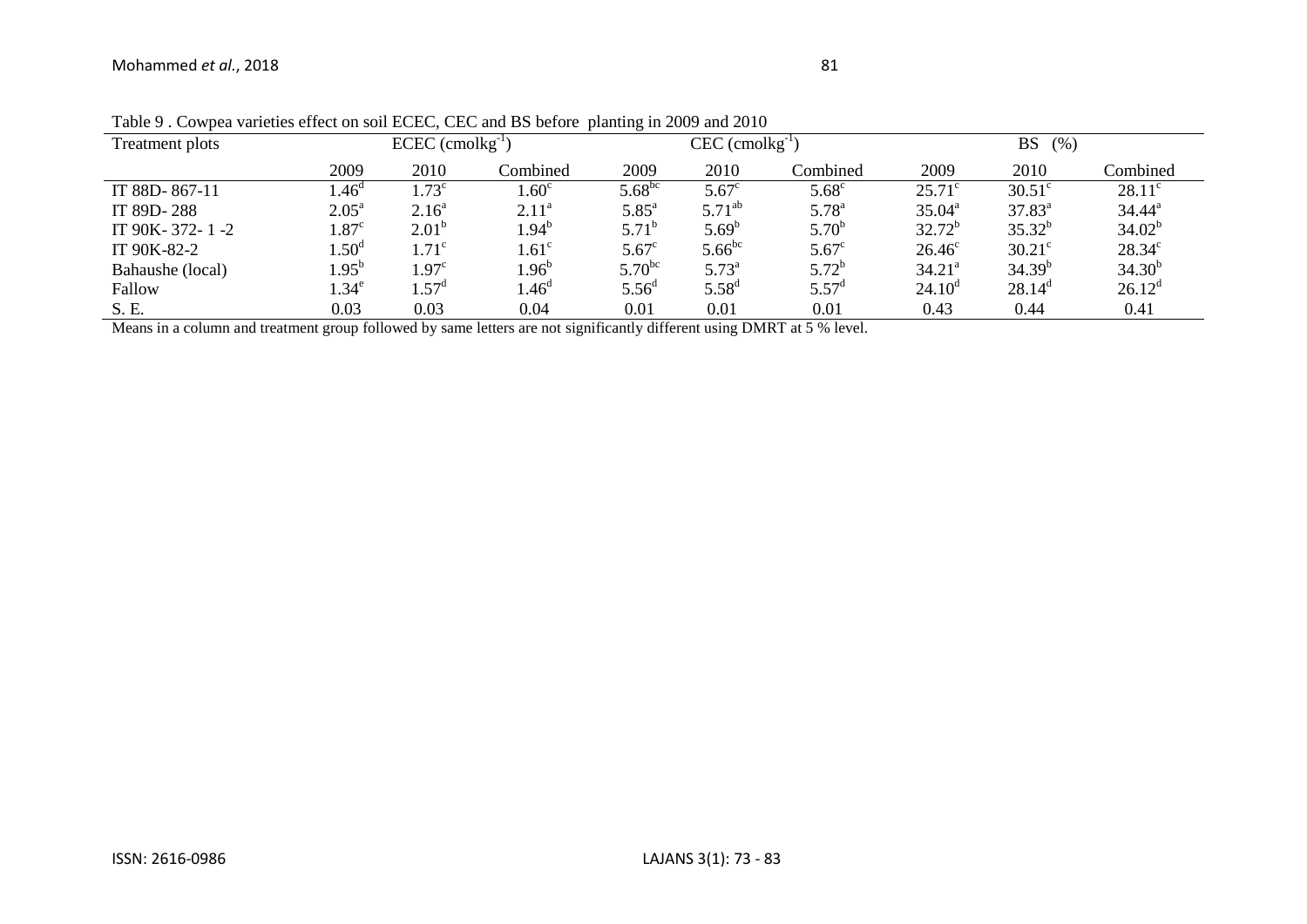Table 9 . Cowpea varieties effect on soil ECEC, CEC and BS before planting in 2009 and 2010

| Treatment plots | ECEC (cmolkg$^{-1}$) | | | CEC (cmolkg$^{-1}$) | | | BS (%) | | |
|---|---|---|---|---|---|---|---|---|---|
| | 2009 | 2010 | Combined | 2009 | 2010 | Combined | 2009 | 2010 | Combined |
| IT 88D- 867-11 | 1.46$^{d}$ | 1.73$^{c}$ | 1.60$^{c}$ | 5.68$^{bc}$ | 5.67$^{c}$ | 5.68$^{c}$ | 25.71$^{c}$ | 30.51$^{c}$ | 28.11$^{c}$ |
| IT 89D- 288 | 2.05$^{a}$ | 2.16$^{a}$ | 2.11$^{a}$ | 5.85$^{a}$ | 5.71$^{ab}$ | 5.78$^{a}$ | 35.04$^{a}$ | 37.83$^{a}$ | 34.44$^{a}$ |
| IT 90K- 372- 1 -2 | 1.87$^{c}$ | 2.01$^{b}$ | 1.94$^{b}$ | 5.71$^{b}$ | 5.69$^{b}$ | 5.70$^{b}$ | 32.72$^{b}$ | 35.32$^{b}$ | 34.02$^{b}$ |
| IT 90K-82-2 | 1.50$^{d}$ | 1.71$^{c}$ | 1.61$^{c}$ | 5.67$^{c}$ | 5.66$^{bc}$ | 5.67$^{c}$ | 26.46$^{c}$ | 30.21$^{c}$ | 28.34$^{c}$ |
| Bahaushe (local) | 1.95$^{b}$ | 1.97$^{c}$ | 1.96$^{b}$ | 5.70$^{bc}$ | 5.73$^{a}$ | 5.72$^{b}$ | 34.21$^{a}$ | 34.39$^{b}$ | 34.30$^{b}$ |
| Fallow | 1.34$^{e}$ | 1.57$^{d}$ | 1.46$^{d}$ | 5.56$^{d}$ | 5.58$^{d}$ | 5.57$^{d}$ | 24.10$^{d}$ | 28.14$^{d}$ | 26.12$^{d}$ |
| S. E. | 0.03 | 0.03 | 0.04 | 0.01 | 0.01 | 0.01 | 0.43 | 0.44 | 0.41 |

Means in a column and treatment group followed by same letters are not significantly different using DMRT at 5 % level.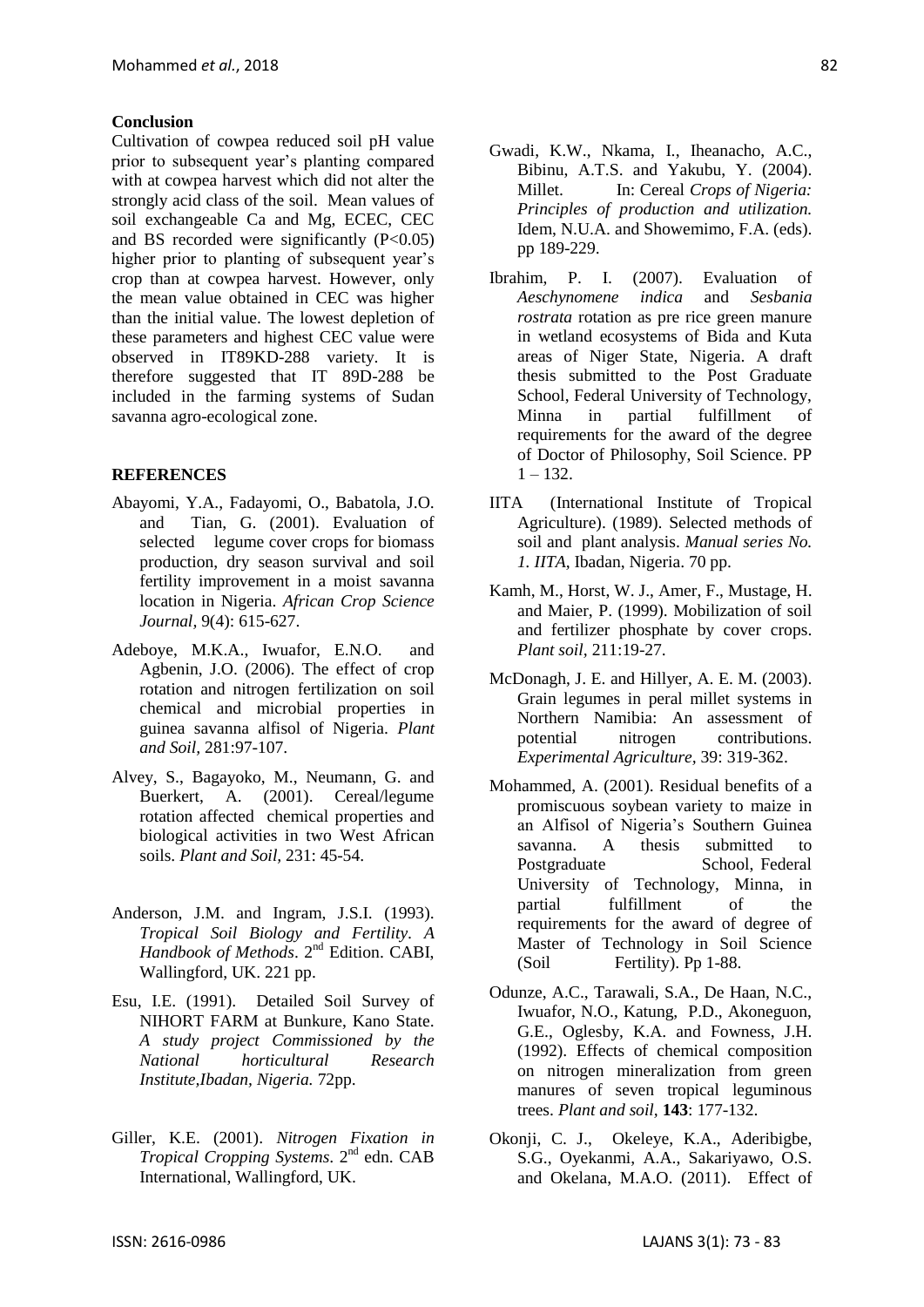## Conclusion

Cultivation of cowpea reduced soil pH value prior to subsequent year's planting compared with at cowpea harvest which did not alter the strongly acid class of the soil. Mean values of soil exchangeable Ca and Mg, ECEC, CEC and BS recorded were significantly ($P<0.05$) higher prior to planting of subsequent year's crop than at cowpea harvest. However, only the mean value obtained in CEC was higher than the initial value. The lowest depletion of these parameters and highest CEC value were observed in IT89KD-288 variety. It is therefore suggested that IT 89D-288 be included in the farming systems of Sudan savanna agro-ecological zone.

## REFERENCES

Abayomi, Y.A., Fadayomi, O., Babatola, J.O. and Tian, G. (2001). Evaluation of selected legume cover crops for biomass production, dry season survival and soil fertility improvement in a moist savanna location in Nigeria. *African Crop Science Journal,* 9(4): 615-627.

Adeboye, M.K.A., Iwuafor, E.N.O. and Agbenin, J.O. (2006). The effect of crop rotation and nitrogen fertilization on soil chemical and microbial properties in guinea savanna alfisol of Nigeria. *Plant and Soil,* 281:97-107.

Alvey, S., Bagayoko, M., Neumann, G. and Buerkert, A. (2001). Cereal/legume rotation affected chemical properties and biological activities in two West African soils. *Plant and Soil,* 231: 45-54.

Anderson, J.M. and Ingram, J.S.I. (1993). *Tropical Soil Biology and Fertility. A Handbook of Methods*. 2nd Edition. CABI, Wallingford, UK. 221 pp.

Esu, I.E. (1991). Detailed Soil Survey of NIHORT FARM at Bunkure, Kano State. *A study project Commissioned by the National horticultural Research Institute,Ibadan, Nigeria.* 72pp.

Giller, K.E. (2001). *Nitrogen Fixation in Tropical Cropping Systems*. 2nd edn. CAB International, Wallingford, UK.

Gwadi, K.W., Nkama, I., Iheanacho, A.C., Bibinu, A.T.S. and Yakubu, Y. (2004). Millet. In: Cereal *Crops of Nigeria: Principles of production and utilization.* Idem, N.U.A. and Showemimo, F.A. (eds). pp 189-229.

Ibrahim, P. I. (2007). Evaluation of *Aeschynomene indica* and *Sesbania rostrata* rotation as pre rice green manure in wetland ecosystems of Bida and Kuta areas of Niger State, Nigeria. A draft thesis submitted to the Post Graduate School, Federal University of Technology, Minna in partial fulfillment of requirements for the award of the degree of Doctor of Philosophy, Soil Science. PP 1 – 132.

IITA (International Institute of Tropical Agriculture). (1989). Selected methods of soil and plant analysis. *Manual series No. 1. IITA*, Ibadan, Nigeria. 70 pp.

Kamh, M., Horst, W. J., Amer, F., Mustage, H. and Maier, P. (1999). Mobilization of soil and fertilizer phosphate by cover crops. *Plant soil,* 211:19-27.

McDonagh, J. E. and Hillyer, A. E. M. (2003). Grain legumes in peral millet systems in Northern Namibia: An assessment of potential nitrogen contributions. *Experimental Agriculture*, 39: 319-362.

Mohammed, A. (2001). Residual benefits of a promiscuous soybean variety to maize in an Alfisol of Nigeria's Southern Guinea savanna. A thesis submitted to Postgraduate School, Federal University of Technology, Minna, in partial fulfillment of the requirements for the award of degree of Master of Technology in Soil Science (Soil Fertility). Pp 1-88.

Odunze, A.C., Tarawali, S.A., De Haan, N.C., Iwuafor, N.O., Katung, P.D., Akoneguon, G.E., Oglesby, K.A. and Fowness, J.H. (1992). Effects of chemical composition on nitrogen mineralization from green manures of seven tropical leguminous trees. *Plant and soil,* **143**: 177-132.

Okonji, C. J., Okeleye, K.A., Aderibigbe, S.G., Oyekanmi, A.A., Sakariyawo, O.S. and Okelana, M.A.O. (2011). Effect of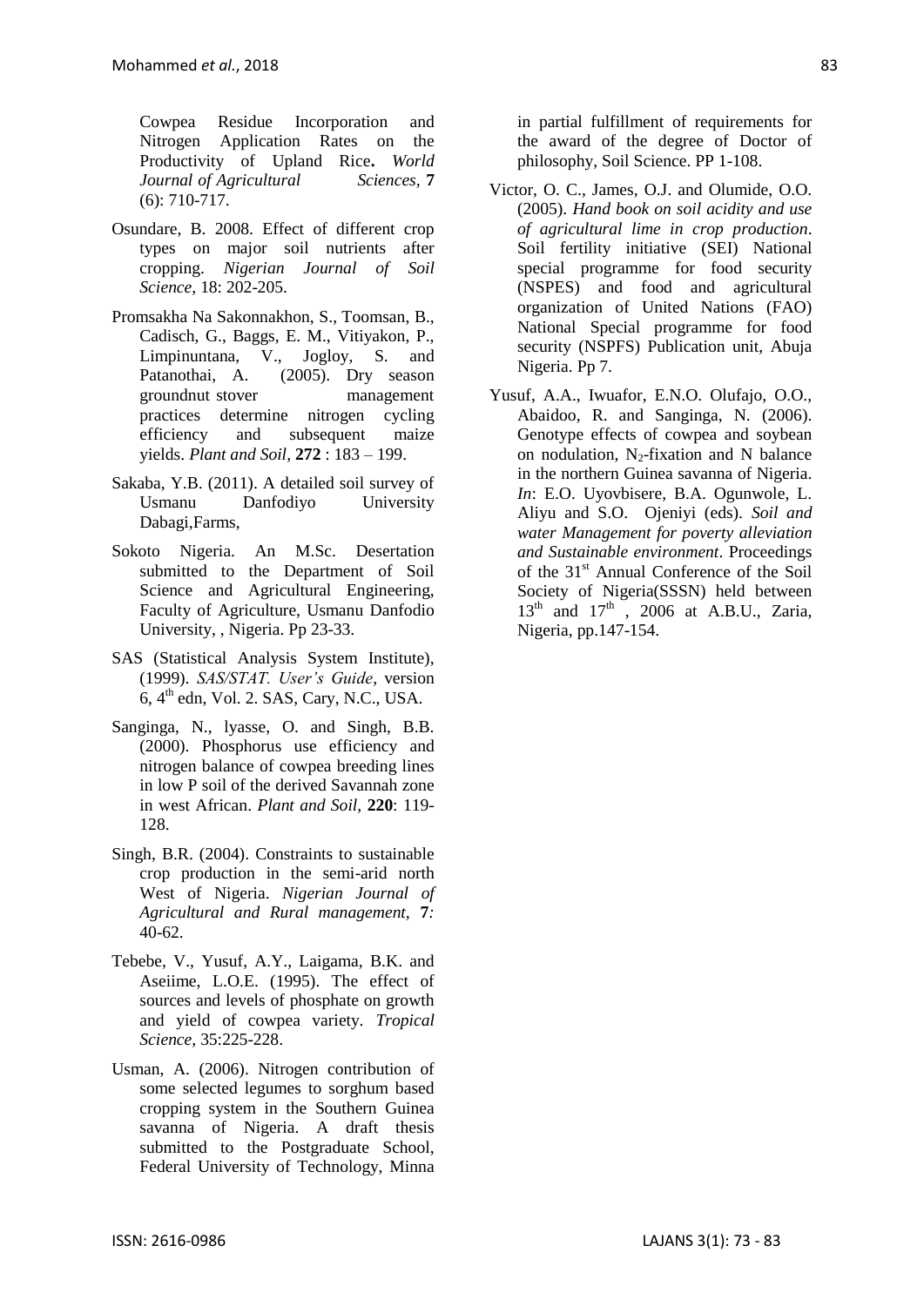Cowpea Residue Incorporation and Nitrogen Application Rates on the Productivity of Upland Rice**.** *World Journal of Agricultural Sciences*, **7** (6): 710-717.

Osundare, B. 2008. Effect of different crop types on major soil nutrients after cropping. *Nigerian Journal of Soil Science*, 18: 202-205.

Promsakha Na Sakonnakhon, S., Toomsan, B., Cadisch, G., Baggs, E. M., Vitiyakon, P., Limpinuntana, V., Jogloy, S. and Patanothai, A. (2005). Dry season groundnut stover management practices determine nitrogen cycling efficiency and subsequent maize yields. *Plant and Soil,* **272** : 183 – 199.

Sakaba, Y.B. (2011). A detailed soil survey of Usmanu Danfodiyo University Dabagi,Farms,

Sokoto Nigeria. An M.Sc. Desertation submitted to the Department of Soil Science and Agricultural Engineering, Faculty of Agriculture, Usmanu Danfodio University, , Nigeria. Pp 23-33.

SAS (Statistical Analysis System Institute), (1999). *SAS/STAT. User's Guide*, version 6, 4th edn, Vol. 2. SAS, Cary, N.C., USA.

Sanginga, N., lyasse, O. and Singh, B.B. (2000). Phosphorus use efficiency and nitrogen balance of cowpea breeding lines in low P soil of the derived Savannah zone in west African. *Plant and Soil,* **220**: 119-128.

Singh, B.R. (2004). Constraints to sustainable crop production in the semi-arid north West of Nigeria. *Nigerian Journal of Agricultural and Rural management,* **7***:* 40-62.

Tebebe, V., Yusuf, A.Y., Laigama, B.K. and Aseiime, L.O.E. (1995). The effect of sources and levels of phosphate on growth and yield of cowpea variety. *Tropical Science,* 35:225-228.

Usman, A. (2006). Nitrogen contribution of some selected legumes to sorghum based cropping system in the Southern Guinea savanna of Nigeria. A draft thesis submitted to the Postgraduate School, Federal University of Technology, Minna in partial fulfillment of requirements for the award of the degree of Doctor of philosophy, Soil Science. PP 1-108.

Victor, O. C., James, O.J. and Olumide, O.O. (2005). *Hand book on soil acidity and use of agricultural lime in crop production*. Soil fertility initiative (SEI) National special programme for food security (NSPES) and food and agricultural organization of United Nations (FAO) National Special programme for food security (NSPFS) Publication unit, Abuja Nigeria. Pp 7.

Yusuf, A.A., Iwuafor, E.N.O. Olufajo, O.O., Abaidoo, R. and Sanginga, N. (2006). Genotype effects of cowpea and soybean on nodulation, $N_2$-fixation and N balance in the northern Guinea savanna of Nigeria. *In*: E.O. Uyovbisere, B.A. Ogunwole, L. Aliyu and S.O. Ojeniyi (eds). *Soil and water Management for poverty alleviation and Sustainable environment*. Proceedings of the 31st Annual Conference of the Soil Society of Nigeria(SSSN) held between 13th and 17th , 2006 at A.B.U., Zaria, Nigeria, pp.147-154.